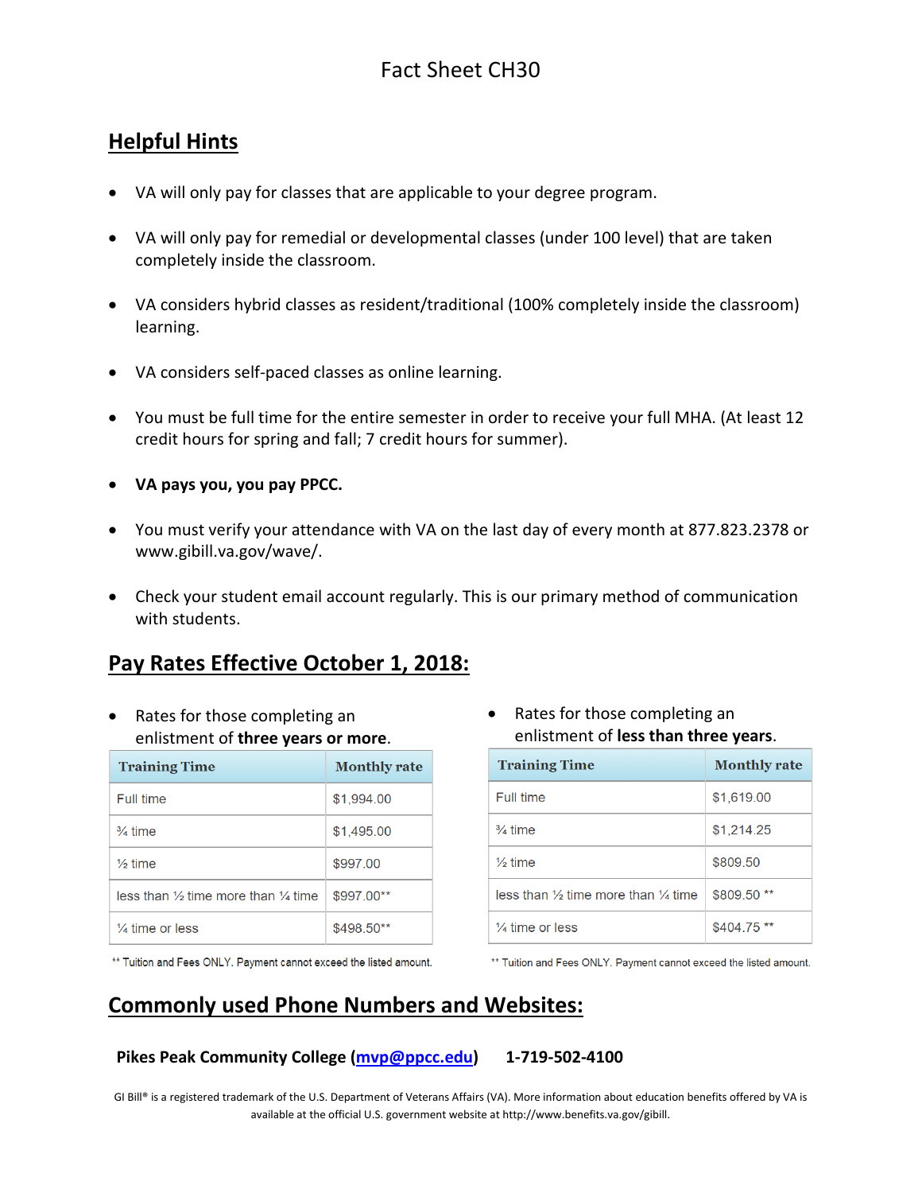# Fact Sheet CH30

## Helpful Hints

- VA will only pay for classes that are applicable to your degree program.
- VA will only pay for remedial or developmental classes (under 100 level) that are taken completely inside the classroom.
- VA considers hybrid classes as resident/traditional (100% completely inside the classroom) learning.
- VA considers self-paced classes as online learning.
- You must be full time for the entire semester in order to receive your full MHA. (At least 12 credit hours for spring and fall; 7 credit hours for summer).
- **VA pays you, you pay PPCC.**
- You must verify your attendance with VA on the last day of every month at 877.823.2378 or www.gibill.va.gov/wave/.
- Check your student email account regularly. This is our primary method of communication with students.

## Pay Rates Effective October 1, 2018:

- Rates for those completing an enlistment of **three years or more**.

| Training Time | Monthly rate |
|---|---|
| Full time | $1,994.00 |
| ¾ time | $1,495.00 |
| ½ time | $997.00 |
| less than ½ time more than ¼ time | $997.00** |
| ¼ time or less | $498.50** |

** Tuition and Fees ONLY. Payment cannot exceed the listed amount.

- Rates for those completing an enlistment of **less than three years**.

| Training Time | Monthly rate |
|---|---|
| Full time | $1,619.00 |
| ¾ time | $1,214.25 |
| ½ time | $809.50 |
| less than ½ time more than ¼ time | $809.50 ** |
| ¼ time or less | $404.75 ** |

** Tuition and Fees ONLY. Payment cannot exceed the listed amount.

## Commonly used Phone Numbers and Websites:

**Pikes Peak Community College (mvp@ppcc.edu)  1-719-502-4100**

GI Bill® is a registered trademark of the U.S. Department of Veterans Affairs (VA). More information about education benefits offered by VA is available at the official U.S. government website at http://www.benefits.va.gov/gibill.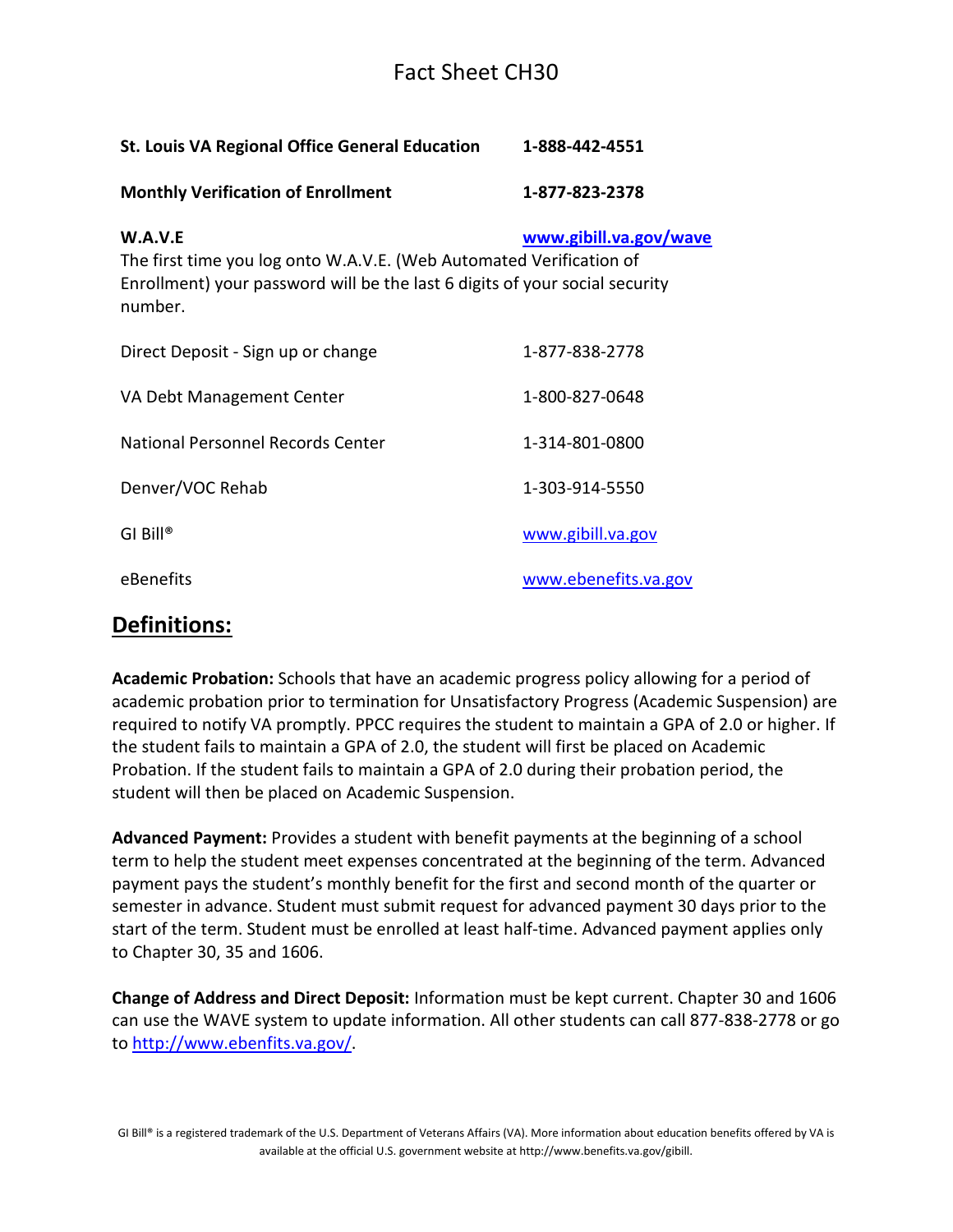# Fact Sheet CH30

| | |
|---|---|
| **St. Louis VA Regional Office General Education** | **1-888-442-4551** |
| **Monthly Verification of Enrollment** | **1-877-823-2378** |
| **W.A.V.E** | **[www.gibill.va.gov/wave](www.gibill.va.gov/wave)** |

The first time you log onto W.A.V.E. (Web Automated Verification of Enrollment) your password will be the last 6 digits of your social security number.

| | |
|---|---|
| Direct Deposit - Sign up or change | 1-877-838-2778 |
| VA Debt Management Center | 1-800-827-0648 |
| National Personnel Records Center | 1-314-801-0800 |
| Denver/VOC Rehab | 1-303-914-5550 |
| GI Bill® | [www.gibill.va.gov](www.gibill.va.gov) |
| eBenefits | [www.ebenefits.va.gov](www.ebenefits.va.gov) |

## Definitions:

**Academic Probation:** Schools that have an academic progress policy allowing for a period of academic probation prior to termination for Unsatisfactory Progress (Academic Suspension) are required to notify VA promptly. PPCC requires the student to maintain a GPA of 2.0 or higher. If the student fails to maintain a GPA of 2.0, the student will first be placed on Academic Probation. If the student fails to maintain a GPA of 2.0 during their probation period, the student will then be placed on Academic Suspension.

**Advanced Payment:** Provides a student with benefit payments at the beginning of a school term to help the student meet expenses concentrated at the beginning of the term. Advanced payment pays the student's monthly benefit for the first and second month of the quarter or semester in advance. Student must submit request for advanced payment 30 days prior to the start of the term. Student must be enrolled at least half-time. Advanced payment applies only to Chapter 30, 35 and 1606.

**Change of Address and Direct Deposit:** Information must be kept current. Chapter 30 and 1606 can use the WAVE system to update information. All other students can call 877-838-2778 or go to [http://www.ebenfits.va.gov/](http://www.ebenfits.va.gov/).

GI Bill® is a registered trademark of the U.S. Department of Veterans Affairs (VA). More information about education benefits offered by VA is available at the official U.S. government website at http://www.benefits.va.gov/gibill.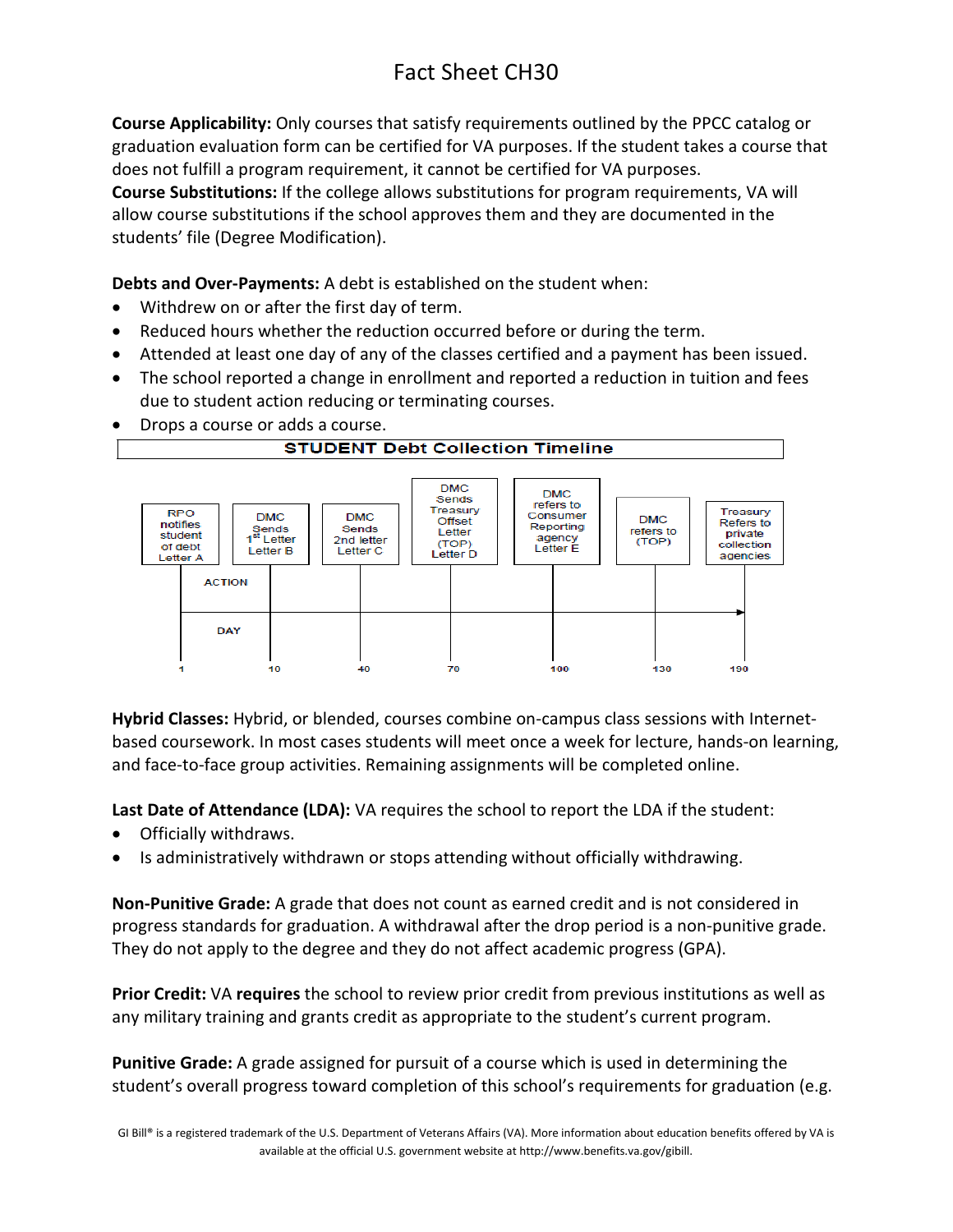# Fact Sheet CH30

**Course Applicability:** Only courses that satisfy requirements outlined by the PPCC catalog or graduation evaluation form can be certified for VA purposes. If the student takes a course that does not fulfill a program requirement, it cannot be certified for VA purposes.

**Course Substitutions:** If the college allows substitutions for program requirements, VA will allow course substitutions if the school approves them and they are documented in the students' file (Degree Modification).

**Debts and Over-Payments:** A debt is established on the student when:

- Withdrew on or after the first day of term.
- Reduced hours whether the reduction occurred before or during the term.
- Attended at least one day of any of the classes certified and a payment has been issued.
- The school reported a change in enrollment and reported a reduction in tuition and fees due to student action reducing or terminating courses.
- Drops a course or adds a course.

**STUDENT Debt Collection Timeline**

| DAY | ACTION |
|---|---|
| 1 | RPO notifies student of debt Letter A |
| 10 | DMC Sends 1st Letter Letter B |
| 40 | DMC Sends 2nd letter Letter C |
| 70 | DMC Sends Treasury Offset Letter (TOP) Letter D |
| 100 | DMC refers to Consumer Reporting agency Letter E |
| 130 | DMC refers to (TOP) |
| 190 | Treasury Refers to private collection agencies |

**Hybrid Classes:** Hybrid, or blended, courses combine on-campus class sessions with Internet-based coursework. In most cases students will meet once a week for lecture, hands-on learning, and face-to-face group activities. Remaining assignments will be completed online.

**Last Date of Attendance (LDA):** VA requires the school to report the LDA if the student:

- Officially withdraws.
- Is administratively withdrawn or stops attending without officially withdrawing.

**Non-Punitive Grade:** A grade that does not count as earned credit and is not considered in progress standards for graduation. A withdrawal after the drop period is a non-punitive grade. They do not apply to the degree and they do not affect academic progress (GPA).

**Prior Credit:** VA **requires** the school to review prior credit from previous institutions as well as any military training and grants credit as appropriate to the student's current program.

**Punitive Grade:** A grade assigned for pursuit of a course which is used in determining the student's overall progress toward completion of this school's requirements for graduation (e.g.

GI Bill® is a registered trademark of the U.S. Department of Veterans Affairs (VA). More information about education benefits offered by VA is available at the official U.S. government website at http://www.benefits.va.gov/gibill.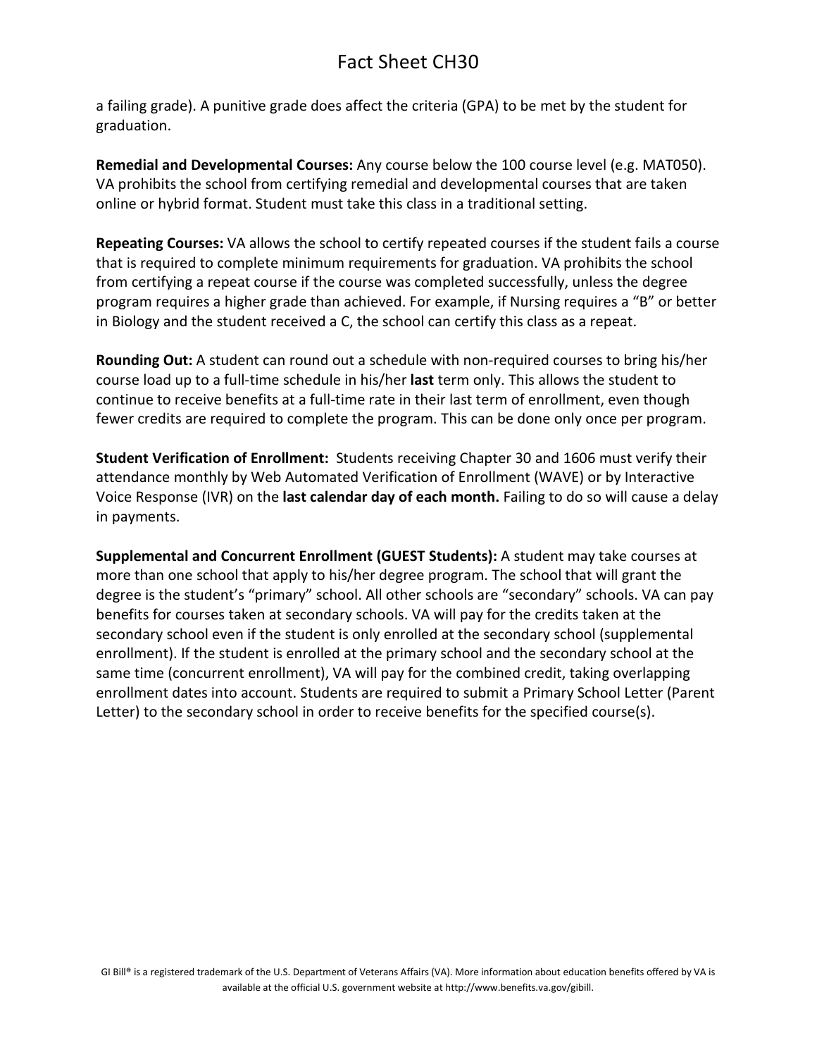a failing grade). A punitive grade does affect the criteria (GPA) to be met by the student for graduation.

**Remedial and Developmental Courses:** Any course below the 100 course level (e.g. MAT050). VA prohibits the school from certifying remedial and developmental courses that are taken online or hybrid format. Student must take this class in a traditional setting.

**Repeating Courses:** VA allows the school to certify repeated courses if the student fails a course that is required to complete minimum requirements for graduation. VA prohibits the school from certifying a repeat course if the course was completed successfully, unless the degree program requires a higher grade than achieved. For example, if Nursing requires a "B" or better in Biology and the student received a C, the school can certify this class as a repeat.

**Rounding Out:** A student can round out a schedule with non-required courses to bring his/her course load up to a full-time schedule in his/her **last** term only. This allows the student to continue to receive benefits at a full-time rate in their last term of enrollment, even though fewer credits are required to complete the program. This can be done only once per program.

**Student Verification of Enrollment:** Students receiving Chapter 30 and 1606 must verify their attendance monthly by Web Automated Verification of Enrollment (WAVE) or by Interactive Voice Response (IVR) on the **last calendar day of each month.** Failing to do so will cause a delay in payments.

**Supplemental and Concurrent Enrollment (GUEST Students):** A student may take courses at more than one school that apply to his/her degree program. The school that will grant the degree is the student's "primary" school. All other schools are "secondary" schools. VA can pay benefits for courses taken at secondary schools. VA will pay for the credits taken at the secondary school even if the student is only enrolled at the secondary school (supplemental enrollment). If the student is enrolled at the primary school and the secondary school at the same time (concurrent enrollment), VA will pay for the combined credit, taking overlapping enrollment dates into account. Students are required to submit a Primary School Letter (Parent Letter) to the secondary school in order to receive benefits for the specified course(s).